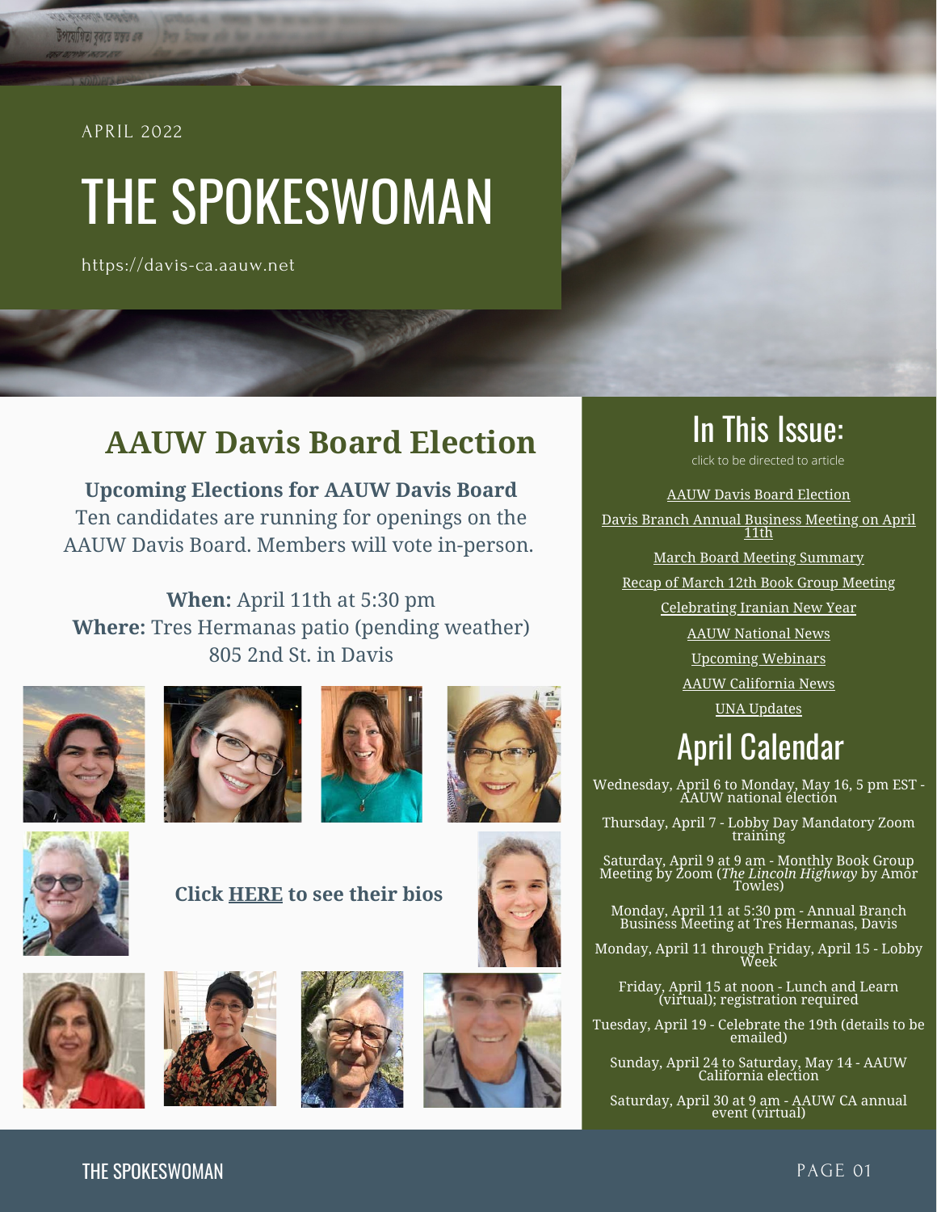APRIL 2022

# THE SPOKESWOMAN

https://davis-ca.aauw.net

## AAUW Davis Board Election

**Upcoming Elections for AAUW Davis Board**

Ten candidates are running for openings on the AAUW Davis Board. Members will vote in-person.

**When:** April 11th at 5:30 pm
**Where:** Tres Hermanas patio (pending weather) 805 2nd St. in Davis

**Click HERE to see their bios**

## In This Issue:

click to be directed to article

- AAUW Davis Board Election
- Davis Branch Annual Business Meeting on April 11th
- March Board Meeting Summary
- Recap of March 12th Book Group Meeting
- Celebrating Iranian New Year
- AAUW National News
- Upcoming Webinars
- AAUW California News
- UNA Updates

## April Calendar

Wednesday, April 6 to Monday, May 16, 5 pm EST - AAUW national election

Thursday, April 7 - Lobby Day Mandatory Zoom training

Saturday, April 9 at 9 am - Monthly Book Group Meeting by Zoom (*The Lincoln Highway* by Amor Towles)

Monday, April 11 at 5:30 pm - Annual Branch Business Meeting at Tres Hermanas, Davis

Monday, April 11 through Friday, April 15 - Lobby Week

Friday, April 15 at noon - Lunch and Learn (virtual); registration required

Tuesday, April 19 - Celebrate the 19th (details to be emailed)

Sunday, April 24 to Saturday, May 14 - AAUW California election

Saturday, April 30 at 9 am - AAUW CA annual event (virtual)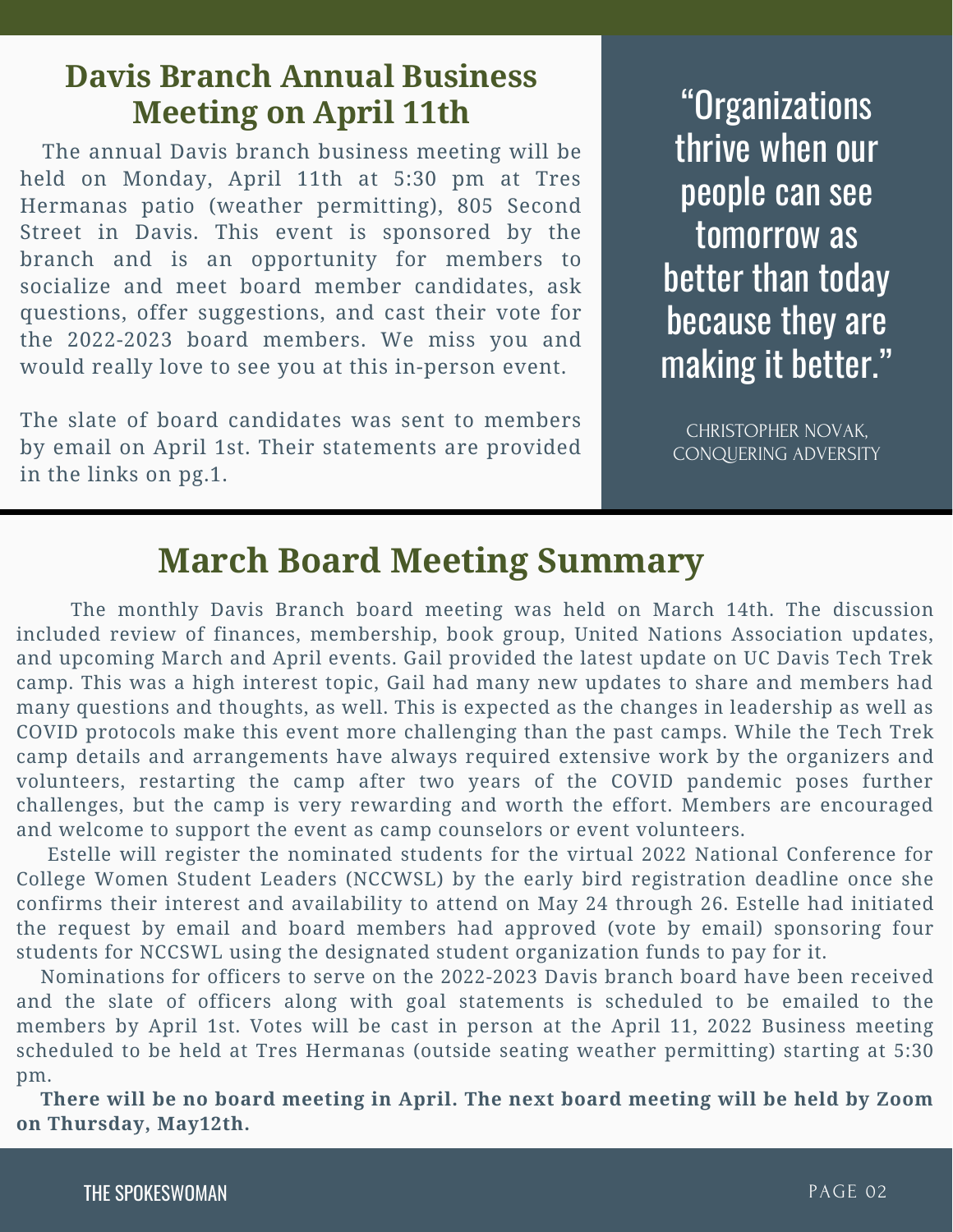## Davis Branch Annual Business Meeting on April 11th

The annual Davis branch business meeting will be held on Monday, April 11th at 5:30 pm at Tres Hermanas patio (weather permitting), 805 Second Street in Davis. This event is sponsored by the branch and is an opportunity for members to socialize and meet board member candidates, ask questions, offer suggestions, and cast their vote for the 2022-2023 board members. We miss you and would really love to see you at this in-person event.

The slate of board candidates was sent to members by email on April 1st. Their statements are provided in the links on pg.1.

> "Organizations thrive when our people can see tomorrow as better than today because they are making it better."
>
> CHRISTOPHER NOVAK, CONQUERING ADVERSITY

## March Board Meeting Summary

The monthly Davis Branch board meeting was held on March 14th. The discussion included review of finances, membership, book group, United Nations Association updates, and upcoming March and April events. Gail provided the latest update on UC Davis Tech Trek camp. This was a high interest topic, Gail had many new updates to share and members had many questions and thoughts, as well. This is expected as the changes in leadership as well as COVID protocols make this event more challenging than the past camps. While the Tech Trek camp details and arrangements have always required extensive work by the organizers and volunteers, restarting the camp after two years of the COVID pandemic poses further challenges, but the camp is very rewarding and worth the effort. Members are encouraged and welcome to support the event as camp counselors or event volunteers.

Estelle will register the nominated students for the virtual 2022 National Conference for College Women Student Leaders (NCCWSL) by the early bird registration deadline once she confirms their interest and availability to attend on May 24 through 26. Estelle had initiated the request by email and board members had approved (vote by email) sponsoring four students for NCCSWL using the designated student organization funds to pay for it.

Nominations for officers to serve on the 2022-2023 Davis branch board have been received and the slate of officers along with goal statements is scheduled to be emailed to the members by April 1st. Votes will be cast in person at the April 11, 2022 Business meeting scheduled to be held at Tres Hermanas (outside seating weather permitting) starting at 5:30 pm.

**There will be no board meeting in April. The next board meeting will be held by Zoom on Thursday, May12th.**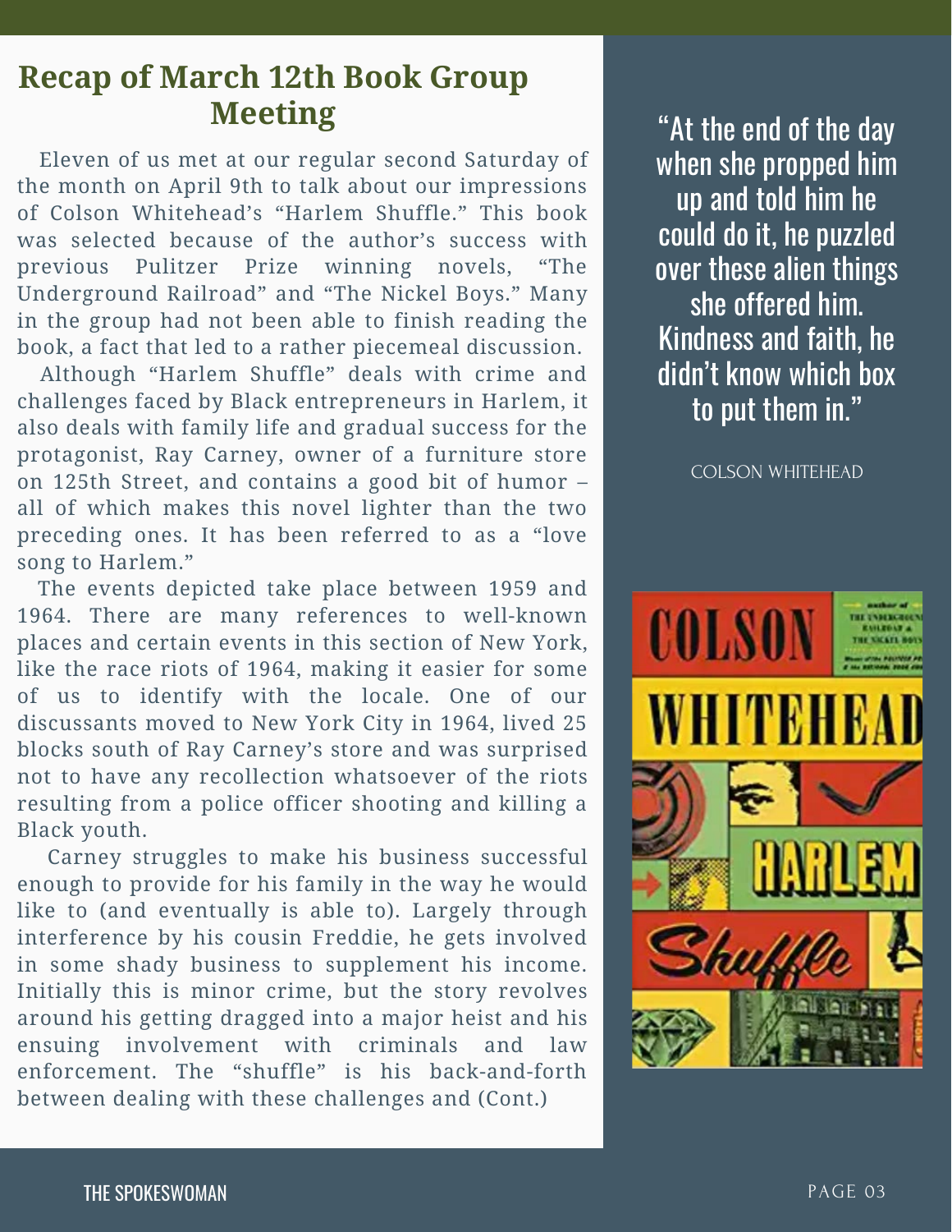## Recap of March 12th Book Group Meeting

Eleven of us met at our regular second Saturday of the month on April 9th to talk about our impressions of Colson Whitehead's "Harlem Shuffle." This book was selected because of the author's success with previous Pulitzer Prize winning novels, "The Underground Railroad" and "The Nickel Boys." Many in the group had not been able to finish reading the book, a fact that led to a rather piecemeal discussion.

Although "Harlem Shuffle" deals with crime and challenges faced by Black entrepreneurs in Harlem, it also deals with family life and gradual success for the protagonist, Ray Carney, owner of a furniture store on 125th Street, and contains a good bit of humor – all of which makes this novel lighter than the two preceding ones. It has been referred to as a "love song to Harlem."

The events depicted take place between 1959 and 1964. There are many references to well-known places and certain events in this section of New York, like the race riots of 1964, making it easier for some of us to identify with the locale. One of our discussants moved to New York City in 1964, lived 25 blocks south of Ray Carney's store and was surprised not to have any recollection whatsoever of the riots resulting from a police officer shooting and killing a Black youth.

Carney struggles to make his business successful enough to provide for his family in the way he would like to (and eventually is able to). Largely through interference by his cousin Freddie, he gets involved in some shady business to supplement his income. Initially this is minor crime, but the story revolves around his getting dragged into a major heist and his ensuing involvement with criminals and law enforcement. The "shuffle" is his back-and-forth between dealing with these challenges and (Cont.)

> "At the end of the day when she propped him up and told him he could do it, he puzzled over these alien things she offered him. Kindness and faith, he didn't know which box to put them in."
>
> COLSON WHITEHEAD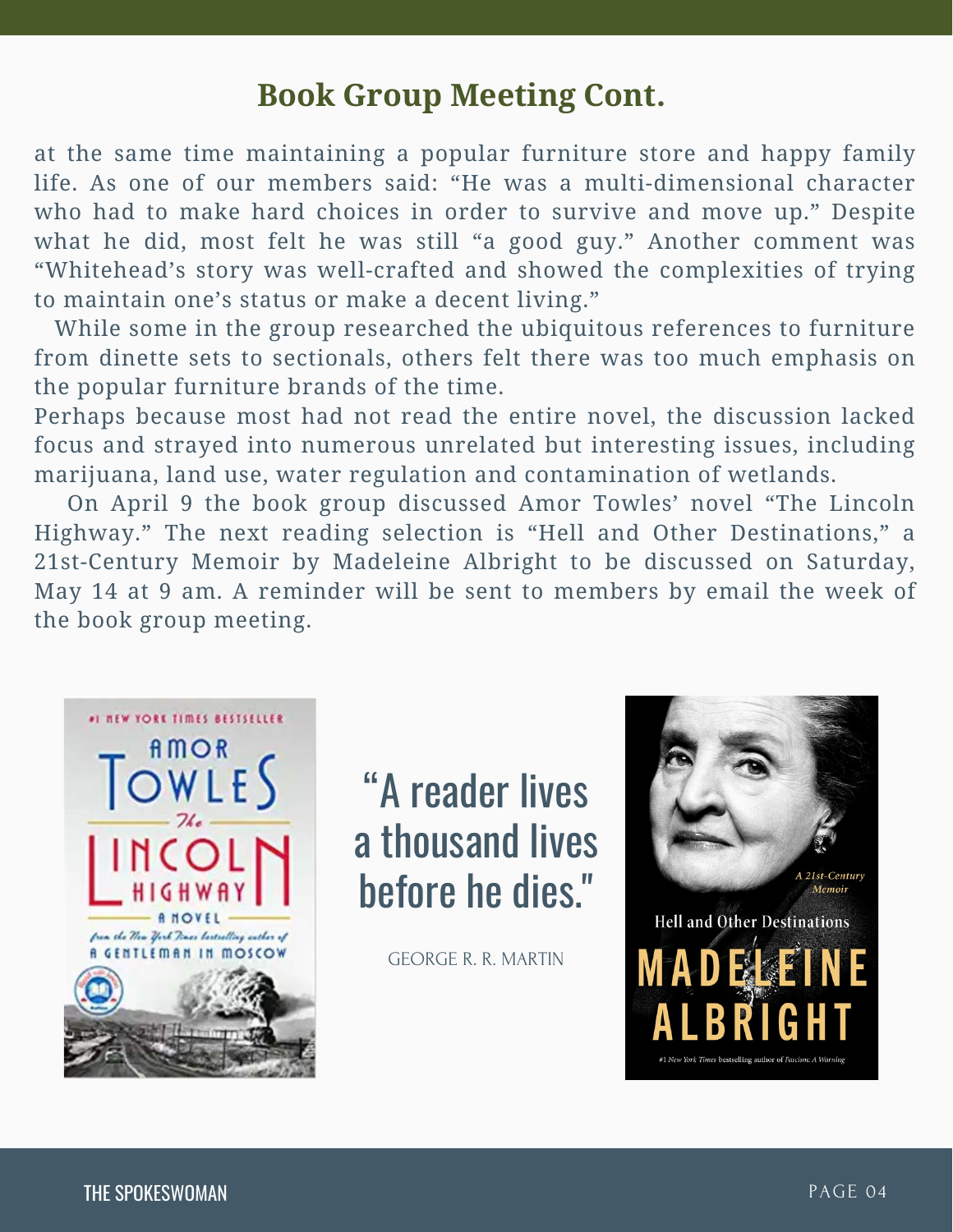## Book Group Meeting Cont.

at the same time maintaining a popular furniture store and happy family life. As one of our members said: "He was a multi-dimensional character who had to make hard choices in order to survive and move up." Despite what he did, most felt he was still "a good guy." Another comment was "Whitehead's story was well-crafted and showed the complexities of trying to maintain one's status or make a decent living."

While some in the group researched the ubiquitous references to furniture from dinette sets to sectionals, others felt there was too much emphasis on the popular furniture brands of the time.

Perhaps because most had not read the entire novel, the discussion lacked focus and strayed into numerous unrelated but interesting issues, including marijuana, land use, water regulation and contamination of wetlands.

On April 9 the book group discussed Amor Towles' novel "The Lincoln Highway." The next reading selection is "Hell and Other Destinations," a 21st-Century Memoir by Madeleine Albright to be discussed on Saturday, May 14 at 9 am. A reminder will be sent to members by email the week of the book group meeting.

"A reader lives a thousand lives before he dies."

GEORGE R. R. MARTIN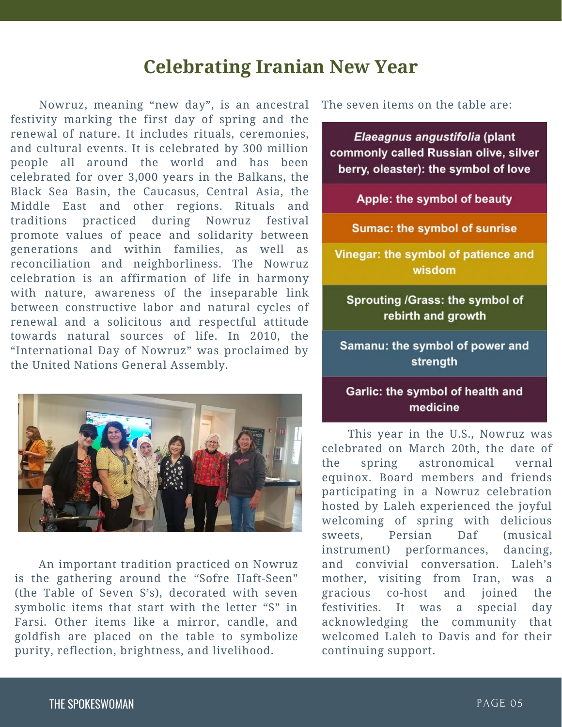# Celebrating Iranian New Year

Nowruz, meaning "new day", is an ancestral festivity marking the first day of spring and the renewal of nature. It includes rituals, ceremonies, and cultural events. It is celebrated by 300 million people all around the world and has been celebrated for over 3,000 years in the Balkans, the Black Sea Basin, the Caucasus, Central Asia, the Middle East and other regions. Rituals and traditions practiced during Nowruz festival promote values of peace and solidarity between generations and within families, as well as reconciliation and neighborliness. The Nowruz celebration is an affirmation of life in harmony with nature, awareness of the inseparable link between constructive labor and natural cycles of renewal and a solicitous and respectful attitude towards natural sources of life. In 2010, the "International Day of Nowruz" was proclaimed by the United Nations General Assembly.

An important tradition practiced on Nowruz is the gathering around the "Sofre Haft-Seen" (the Table of Seven S's), decorated with seven symbolic items that start with the letter "S" in Farsi. Other items like a mirror, candle, and goldfish are placed on the table to symbolize purity, reflection, brightness, and livelihood.

The seven items on the table are:

- ***Elaeagnus angustifolia*** **(plant commonly called Russian olive, silver berry, oleaster): the symbol of love**
- **Apple: the symbol of beauty**
- **Sumac: the symbol of sunrise**
- **Vinegar: the symbol of patience and wisdom**
- **Sprouting /Grass: the symbol of rebirth and growth**
- **Samanu: the symbol of power and strength**
- **Garlic: the symbol of health and medicine**

This year in the U.S., Nowruz was celebrated on March 20th, the date of the spring astronomical vernal equinox. Board members and friends participating in a Nowruz celebration hosted by Laleh experienced the joyful welcoming of spring with delicious sweets, Persian Daf (musical instrument) performances, dancing, and convivial conversation. Laleh's mother, visiting from Iran, was a gracious co-host and joined the festivities. It was a special day acknowledging the community that welcomed Laleh to Davis and for their continuing support.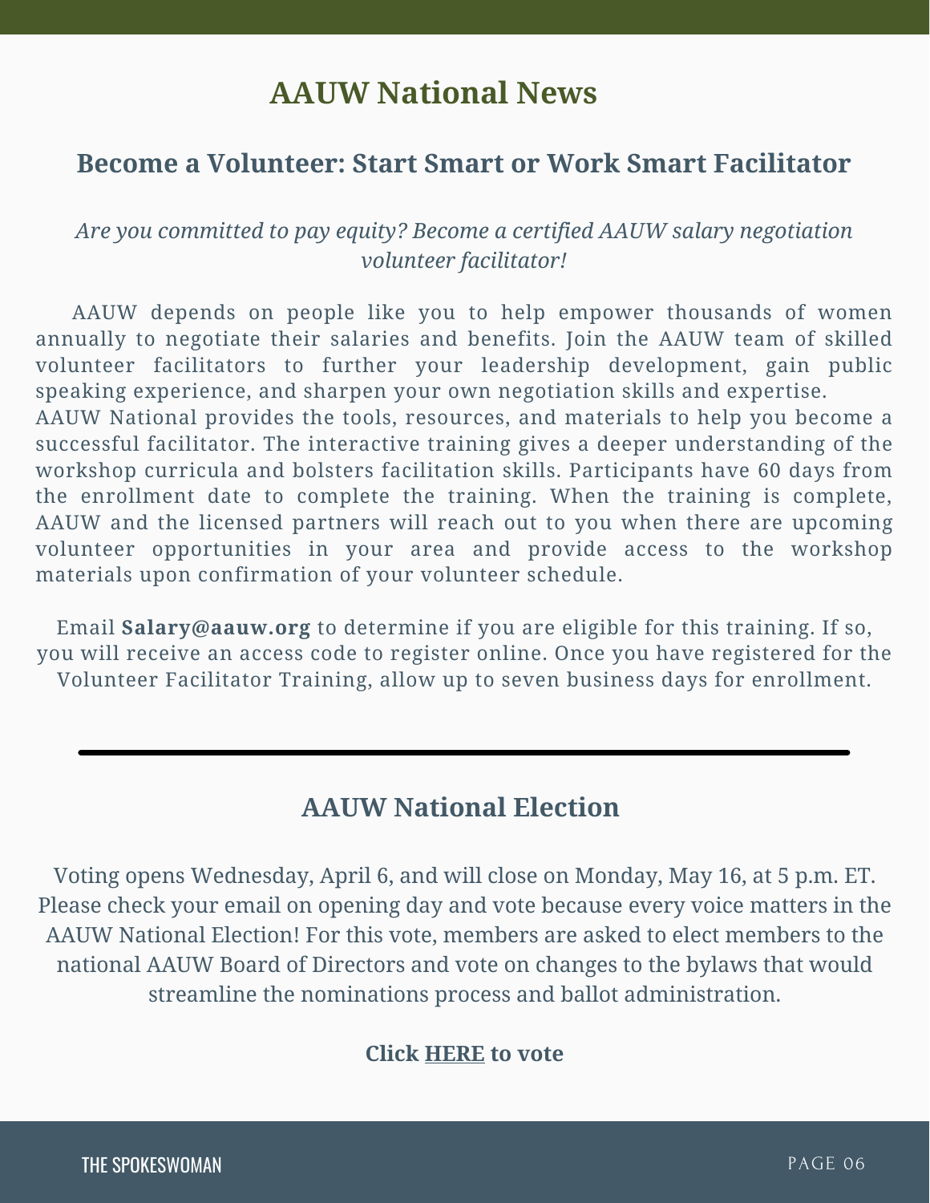# AAUW National News

## Become a Volunteer: Start Smart or Work Smart Facilitator

*Are you committed to pay equity? Become a certified AAUW salary negotiation volunteer facilitator!*

AAUW depends on people like you to help empower thousands of women annually to negotiate their salaries and benefits. Join the AAUW team of skilled volunteer facilitators to further your leadership development, gain public speaking experience, and sharpen your own negotiation skills and expertise. AAUW National provides the tools, resources, and materials to help you become a successful facilitator. The interactive training gives a deeper understanding of the workshop curricula and bolsters facilitation skills. Participants have 60 days from the enrollment date to complete the training. When the training is complete, AAUW and the licensed partners will reach out to you when there are upcoming volunteer opportunities in your area and provide access to the workshop materials upon confirmation of your volunteer schedule.

Email **Salary@aauw.org** to determine if you are eligible for this training. If so, you will receive an access code to register online. Once you have registered for the Volunteer Facilitator Training, allow up to seven business days for enrollment.

---

## AAUW National Election

Voting opens Wednesday, April 6, and will close on Monday, May 16, at 5 p.m. ET. Please check your email on opening day and vote because every voice matters in the AAUW National Election! For this vote, members are asked to elect members to the national AAUW Board of Directors and vote on changes to the bylaws that would streamline the nominations process and ballot administration.

**Click HERE to vote**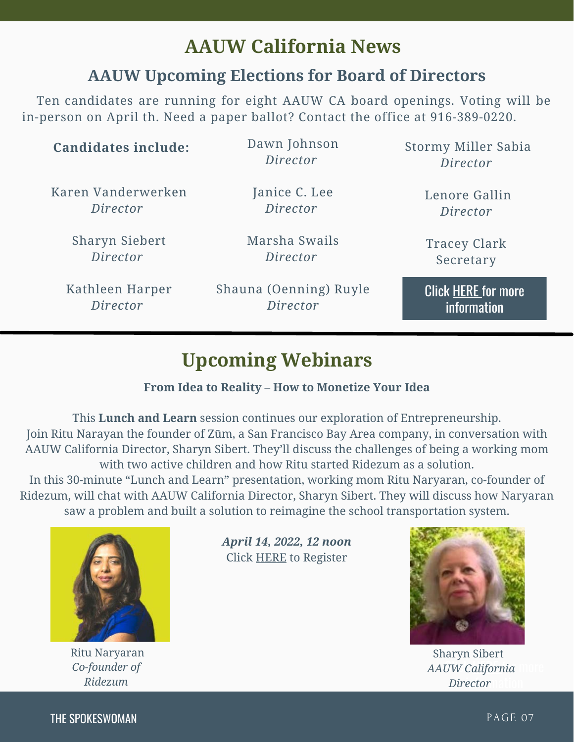# AAUW California News

## AAUW Upcoming Elections for Board of Directors

Ten candidates are running for eight AAUW CA board openings. Voting will be in-person on April th. Need a paper ballot? Contact the office at 916-389-0220.

**Candidates include:**

Dawn Johnson
*Director*

Stormy Miller Sabia
*Director*

Karen Vanderwerken
*Director*

Janice C. Lee
*Director*

Lenore Gallin
*Director*

Sharyn Siebert
*Director*

Marsha Swails
*Director*

Tracey Clark
Secretary

Kathleen Harper
*Director*

Shauna (Oenning) Ruyle
*Director*

Click HERE for more information

# Upcoming Webinars

**From Idea to Reality – How to Monetize Your Idea**

This **Lunch and Learn** session continues our exploration of Entrepreneurship. Join Ritu Narayan the founder of Zūm, a San Francisco Bay Area company, in conversation with AAUW California Director, Sharyn Sibert. They'll discuss the challenges of being a working mom with two active children and how Ritu started Ridezum as a solution.
In this 30-minute "Lunch and Learn" presentation, working mom Ritu Naryaran, co-founder of Ridezum, will chat with AAUW California Director, Sharyn Sibert. They will discuss how Naryaran saw a problem and built a solution to reimagine the school transportation system.

***April 14, 2022, 12 noon***
Click HERE to Register

Ritu Naryaran
*Co-founder of Ridezum*

Sharyn Sibert
*AAUW California Director*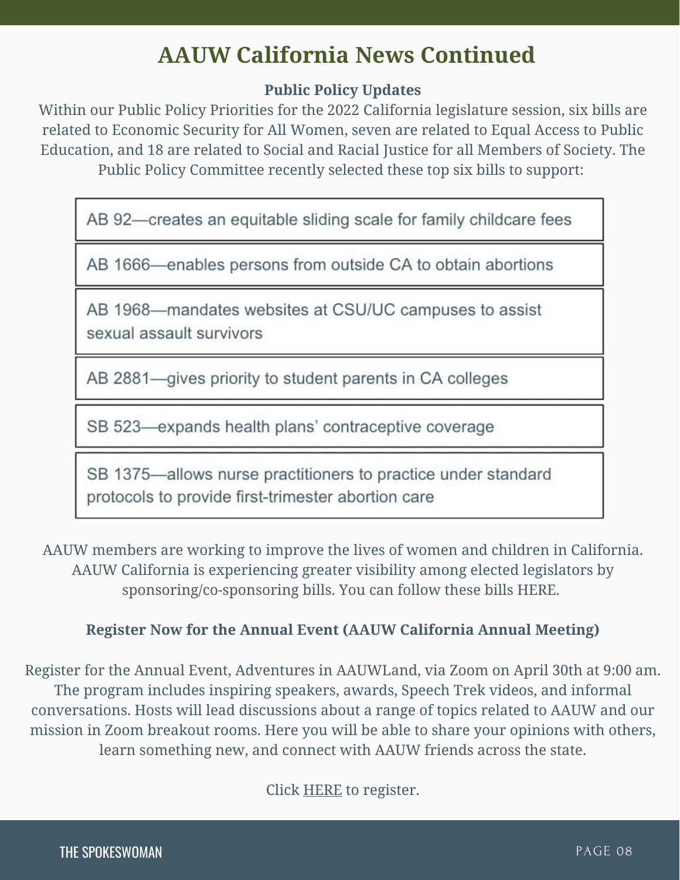# AAUW California News Continued

**Public Policy Updates**

Within our Public Policy Priorities for the 2022 California legislature session, six bills are related to Economic Security for All Women, seven are related to Equal Access to Public Education, and 18 are related to Social and Racial Justice for all Members of Society. The Public Policy Committee recently selected these top six bills to support:

- AB 92—creates an equitable sliding scale for family childcare fees
- AB 1666—enables persons from outside CA to obtain abortions
- AB 1968—mandates websites at CSU/UC campuses to assist sexual assault survivors
- AB 2881—gives priority to student parents in CA colleges
- SB 523—expands health plans' contraceptive coverage
- SB 1375—allows nurse practitioners to practice under standard protocols to provide first-trimester abortion care

AAUW members are working to improve the lives of women and children in California. AAUW California is experiencing greater visibility among elected legislators by sponsoring/co-sponsoring bills. You can follow these bills HERE.

**Register Now for the Annual Event (AAUW California Annual Meeting)**

Register for the Annual Event, Adventures in AAUWLand, via Zoom on April 30th at 9:00 am. The program includes inspiring speakers, awards, Speech Trek videos, and informal conversations. Hosts will lead discussions about a range of topics related to AAUW and our mission in Zoom breakout rooms. Here you will be able to share your opinions with others, learn something new, and connect with AAUW friends across the state.

Click HERE to register.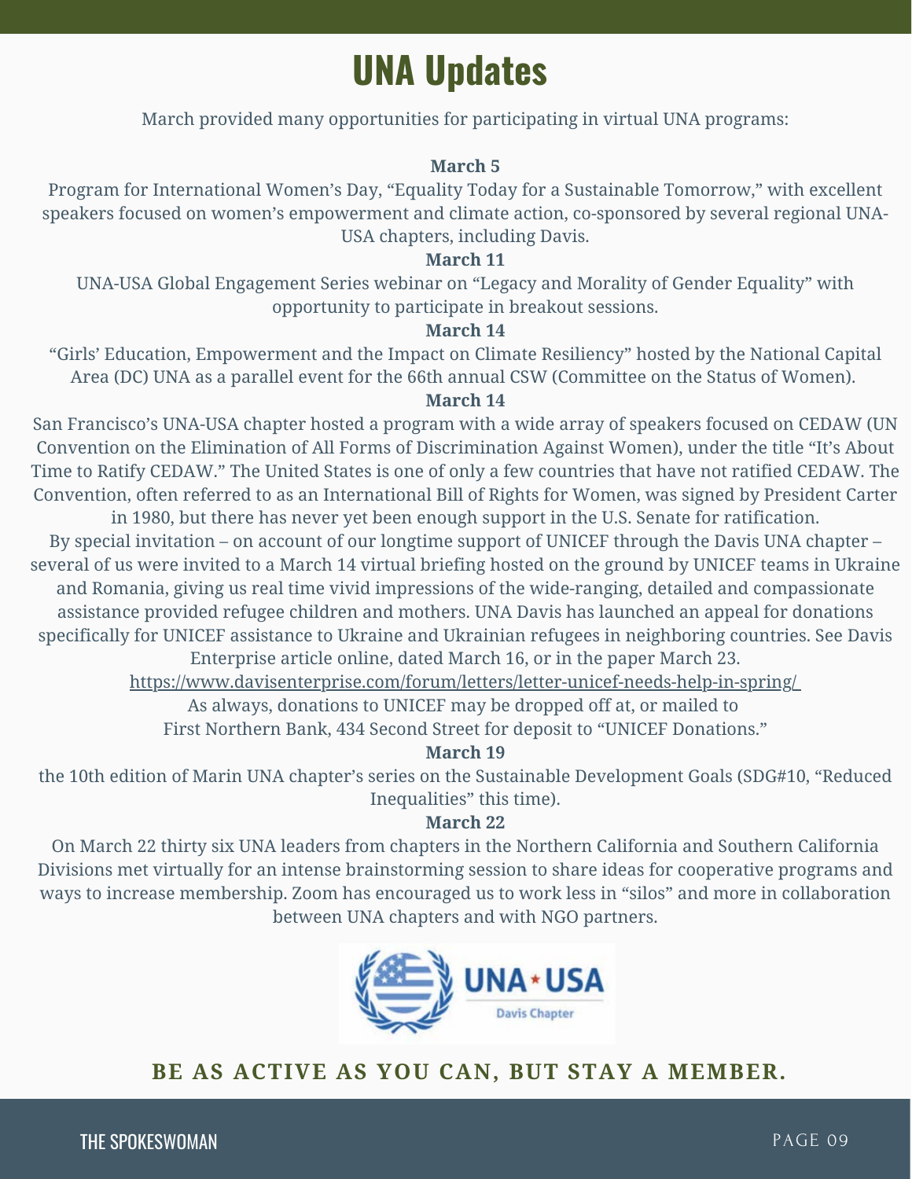# UNA Updates

March provided many opportunities for participating in virtual UNA programs:

**March 5**

Program for International Women's Day, "Equality Today for a Sustainable Tomorrow," with excellent speakers focused on women's empowerment and climate action, co-sponsored by several regional UNA-USA chapters, including Davis.

**March 11**

UNA-USA Global Engagement Series webinar on "Legacy and Morality of Gender Equality" with opportunity to participate in breakout sessions.

**March 14**

"Girls' Education, Empowerment and the Impact on Climate Resiliency" hosted by the National Capital Area (DC) UNA as a parallel event for the 66th annual CSW (Committee on the Status of Women).

**March 14**

San Francisco's UNA-USA chapter hosted a program with a wide array of speakers focused on CEDAW (UN Convention on the Elimination of All Forms of Discrimination Against Women), under the title "It's About Time to Ratify CEDAW." The United States is one of only a few countries that have not ratified CEDAW. The Convention, often referred to as an International Bill of Rights for Women, was signed by President Carter in 1980, but there has never yet been enough support in the U.S. Senate for ratification.

By special invitation – on account of our longtime support of UNICEF through the Davis UNA chapter – several of us were invited to a March 14 virtual briefing hosted on the ground by UNICEF teams in Ukraine and Romania, giving us real time vivid impressions of the wide-ranging, detailed and compassionate assistance provided refugee children and mothers. UNA Davis has launched an appeal for donations specifically for UNICEF assistance to Ukraine and Ukrainian refugees in neighboring countries. See Davis Enterprise article online, dated March 16, or in the paper March 23.

https://www.davisenterprise.com/forum/letters/letter-unicef-needs-help-in-spring/

As always, donations to UNICEF may be dropped off at, or mailed to
First Northern Bank, 434 Second Street for deposit to "UNICEF Donations."

**March 19**

the 10th edition of Marin UNA chapter's series on the Sustainable Development Goals (SDG#10, "Reduced Inequalities" this time).

**March 22**

On March 22 thirty six UNA leaders from chapters in the Northern California and Southern California Divisions met virtually for an intense brainstorming session to share ideas for cooperative programs and ways to increase membership. Zoom has encouraged us to work less in "silos" and more in collaboration between UNA chapters and with NGO partners.

UNA★USA
Davis Chapter

**BE AS ACTIVE AS YOU CAN, BUT STAY A MEMBER.**